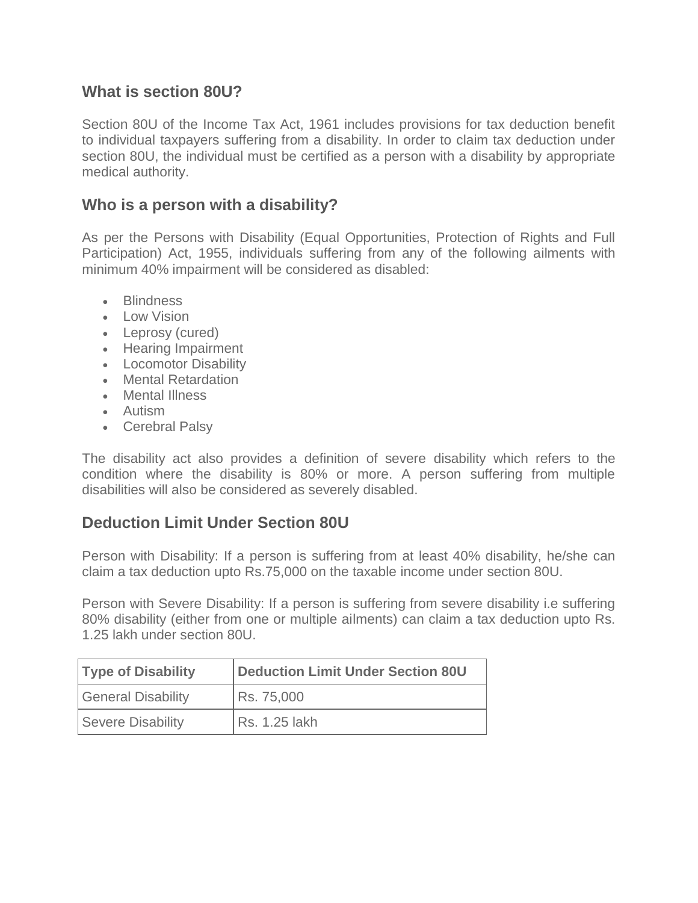## What is section 80U?

Section 80U of the Income Tax Act, 1961 includes provisions for tax deduction benefit to individual taxpayers suffering from a disability. In order to claim tax deduction under section 80U, the individual must be certified as a person with a disability by appropriate medical authority.

## Who is a person with a disability?

As per the Persons with Disability (Equal Opportunities, Protection of Rights and Full Participation) Act, 1955, individuals suffering from any of the following ailments with minimum 40% impairment will be considered as disabled:

- Blindness
- Low Vision
- Leprosy (cured)
- Hearing Impairment
- Locomotor Disability
- Mental Retardation
- Mental Illness
- Autism
- Cerebral Palsy

The disability act also provides a definition of severe disability which refers to the condition where the disability is 80% or more. A person suffering from multiple disabilities will also be considered as severely disabled.

## Deduction Limit Under Section 80U

Person with Disability: If a person is suffering from at least 40% disability, he/she can claim a tax deduction upto Rs.75,000 on the taxable income under section 80U.

Person with Severe Disability: If a person is suffering from severe disability i.e suffering 80% disability (either from one or multiple ailments) can claim a tax deduction upto Rs. 1.25 lakh under section 80U.

| Type of Disability | Deduction Limit Under Section 80U |
|---|---|
| General Disability | Rs. 75,000 |
| Severe Disability | Rs. 1.25 lakh |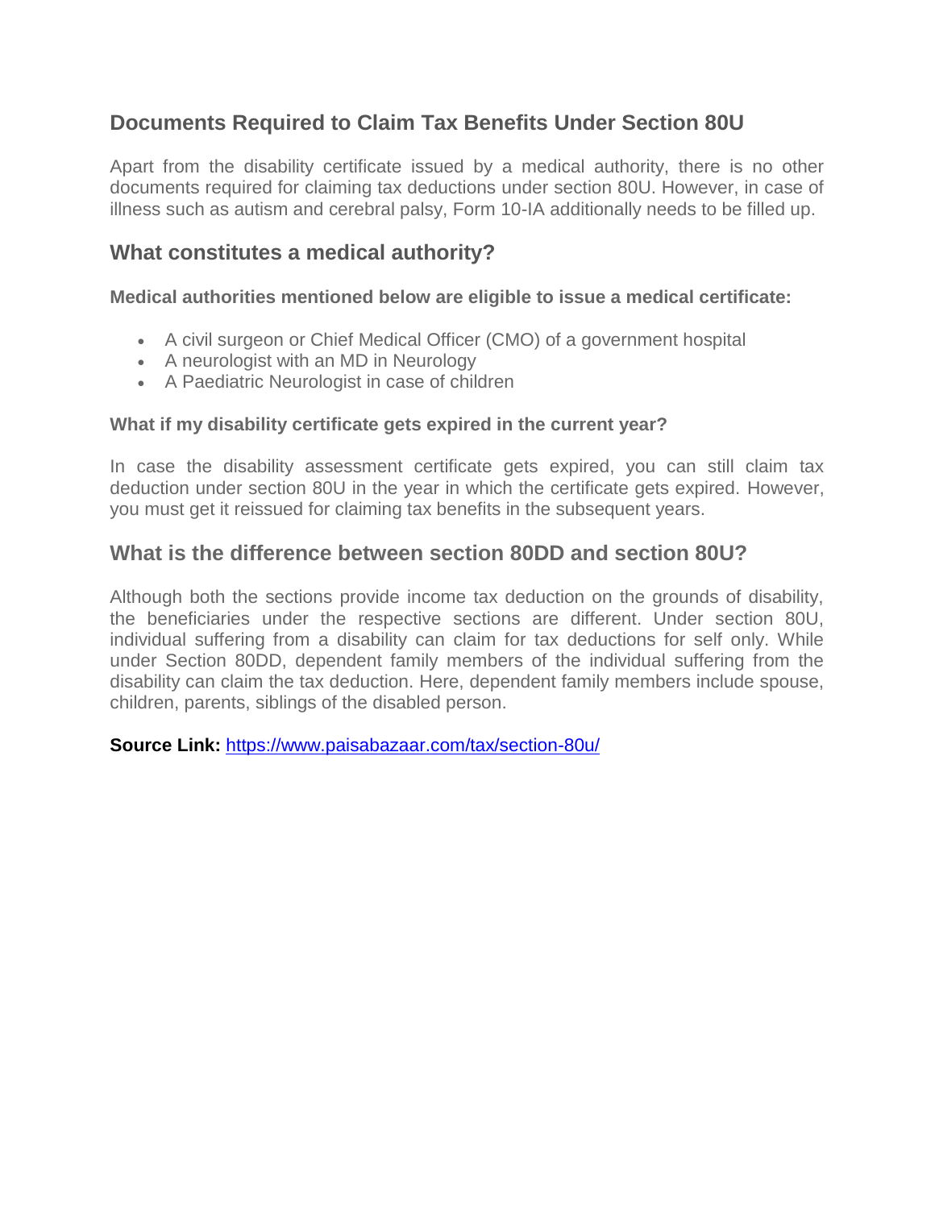## Documents Required to Claim Tax Benefits Under Section 80U

Apart from the disability certificate issued by a medical authority, there is no other documents required for claiming tax deductions under section 80U. However, in case of illness such as autism and cerebral palsy, Form 10-IA additionally needs to be filled up.

## What constitutes a medical authority?

#### Medical authorities mentioned below are eligible to issue a medical certificate:

- A civil surgeon or Chief Medical Officer (CMO) of a government hospital
- A neurologist with an MD in Neurology
- A Paediatric Neurologist in case of children

#### What if my disability certificate gets expired in the current year?

In case the disability assessment certificate gets expired, you can still claim tax deduction under section 80U in the year in which the certificate gets expired. However, you must get it reissued for claiming tax benefits in the subsequent years.

## What is the difference between section 80DD and section 80U?

Although both the sections provide income tax deduction on the grounds of disability, the beneficiaries under the respective sections are different. Under section 80U, individual suffering from a disability can claim for tax deductions for self only. While under Section 80DD, dependent family members of the individual suffering from the disability can claim the tax deduction. Here, dependent family members include spouse, children, parents, siblings of the disabled person.

**Source Link:** https://www.paisabazaar.com/tax/section-80u/